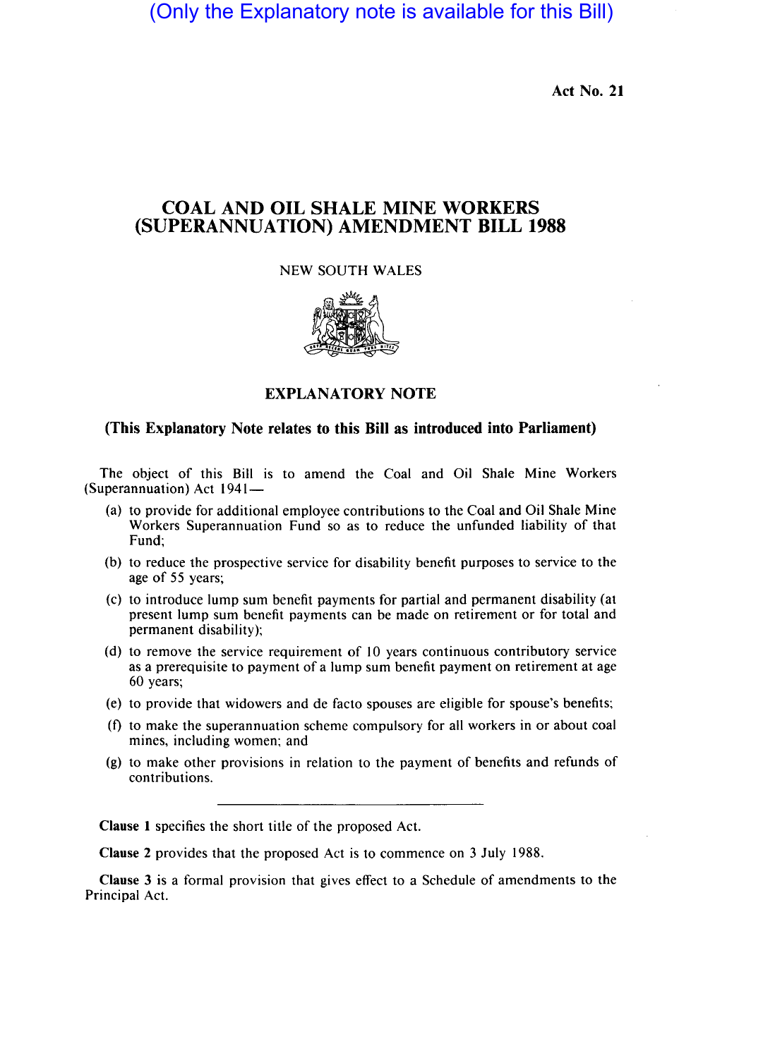(Only the Explanatory note is available for this Bill)

Act No. 21

# COAL AND OIL SHALE MINE WORKERS (SUPERANNUATION) AMENDMENT BILL 1988

NEW SOUTH WALES

## EXPLANATORY NOTE

### (This Explanatory Note relates to this Bill as introduced into Parliament)

The object of this Bill is to amend the Coal and Oil Shale Mine Workers (Superannuation) Act 1941—

(a) to provide for additional employee contributions to the Coal and Oil Shale Mine Workers Superannuation Fund so as to reduce the unfunded liability of that Fund;

(b) to reduce the prospective service for disability benefit purposes to service to the age of 55 years;

(c) to introduce lump sum benefit payments for partial and permanent disability (at present lump sum benefit payments can be made on retirement or for total and permanent disability);

(d) to remove the service requirement of 10 years continuous contributory service as a prerequisite to payment of a lump sum benefit payment on retirement at age 60 years;

(e) to provide that widowers and de facto spouses are eligible for spouse's benefits;

(f) to make the superannuation scheme compulsory for all workers in or about coal mines, including women; and

(g) to make other provisions in relation to the payment of benefits and refunds of contributions.

---

**Clause 1** specifies the short title of the proposed Act.

**Clause 2** provides that the proposed Act is to commence on 3 July 1988.

**Clause 3** is a formal provision that gives effect to a Schedule of amendments to the Principal Act.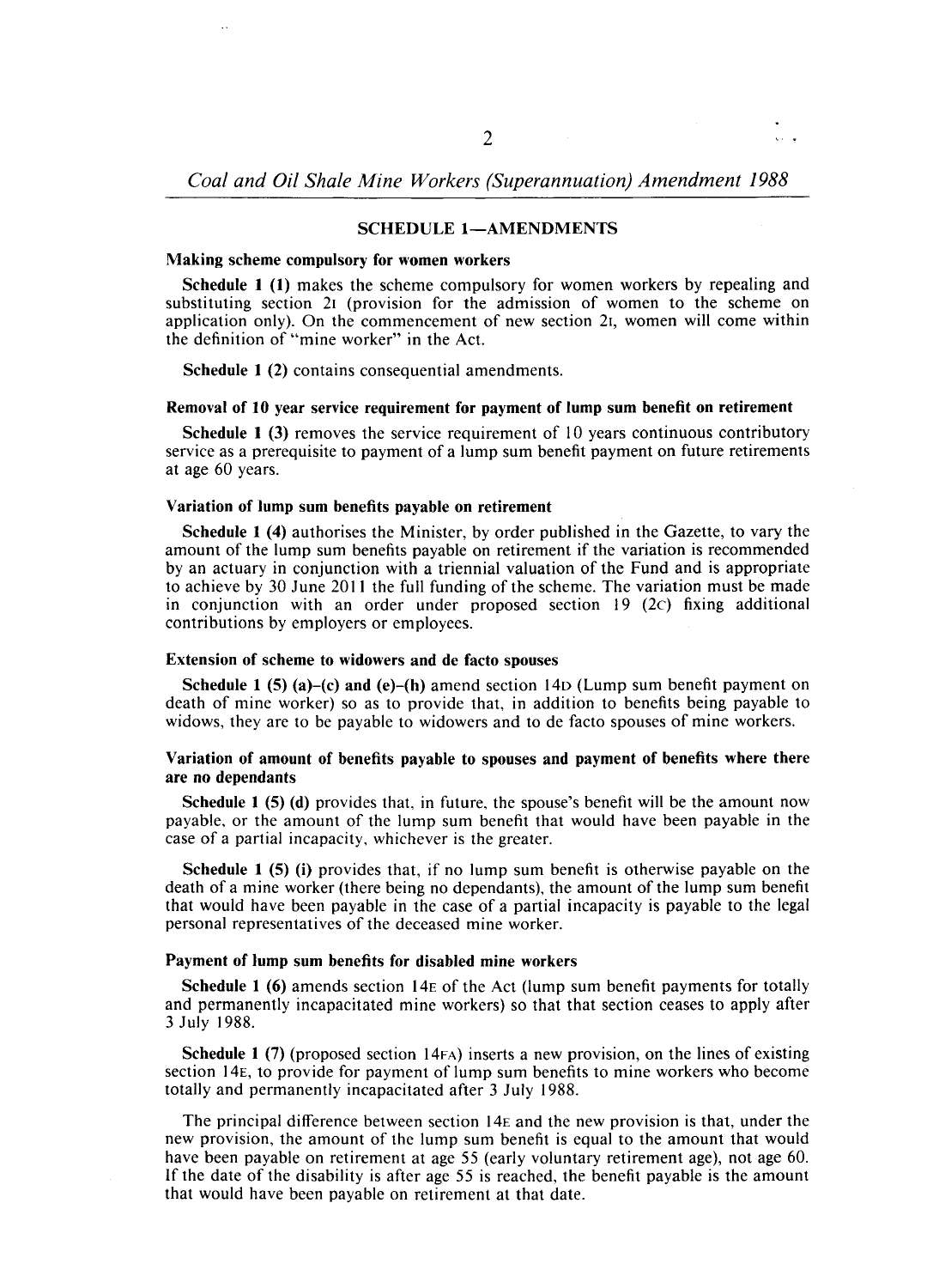## SCHEDULE 1—AMENDMENTS

### Making scheme compulsory for women workers

**Schedule 1 (1)** makes the scheme compulsory for women workers by repealing and substituting section 2I (provision for the admission of women to the scheme on application only). On the commencement of new section 2I, women will come within the definition of "mine worker" in the Act.

**Schedule 1 (2)** contains consequential amendments.

### Removal of 10 year service requirement for payment of lump sum benefit on retirement

**Schedule 1 (3)** removes the service requirement of 10 years continuous contributory service as a prerequisite to payment of a lump sum benefit payment on future retirements at age 60 years.

### Variation of lump sum benefits payable on retirement

**Schedule 1 (4)** authorises the Minister, by order published in the Gazette, to vary the amount of the lump sum benefits payable on retirement if the variation is recommended by an actuary in conjunction with a triennial valuation of the Fund and is appropriate to achieve by 30 June 2011 the full funding of the scheme. The variation must be made in conjunction with an order under proposed section 19 (2C) fixing additional contributions by employers or employees.

### Extension of scheme to widowers and de facto spouses

**Schedule 1 (5) (a)–(c) and (e)–(h)** amend section 14D (Lump sum benefit payment on death of mine worker) so as to provide that, in addition to benefits being payable to widows, they are to be payable to widowers and to de facto spouses of mine workers.

### Variation of amount of benefits payable to spouses and payment of benefits where there are no dependants

**Schedule 1 (5) (d)** provides that, in future, the spouse's benefit will be the amount now payable, or the amount of the lump sum benefit that would have been payable in the case of a partial incapacity, whichever is the greater.

**Schedule 1 (5) (i)** provides that, if no lump sum benefit is otherwise payable on the death of a mine worker (there being no dependants), the amount of the lump sum benefit that would have been payable in the case of a partial incapacity is payable to the legal personal representatives of the deceased mine worker.

### Payment of lump sum benefits for disabled mine workers

**Schedule 1 (6)** amends section 14E of the Act (lump sum benefit payments for totally and permanently incapacitated mine workers) so that that section ceases to apply after 3 July 1988.

**Schedule 1 (7)** (proposed section 14FA) inserts a new provision, on the lines of existing section 14E, to provide for payment of lump sum benefits to mine workers who become totally and permanently incapacitated after 3 July 1988.

The principal difference between section 14E and the new provision is that, under the new provision, the amount of the lump sum benefit is equal to the amount that would have been payable on retirement at age 55 (early voluntary retirement age), not age 60. If the date of the disability is after age 55 is reached, the benefit payable is the amount that would have been payable on retirement at that date.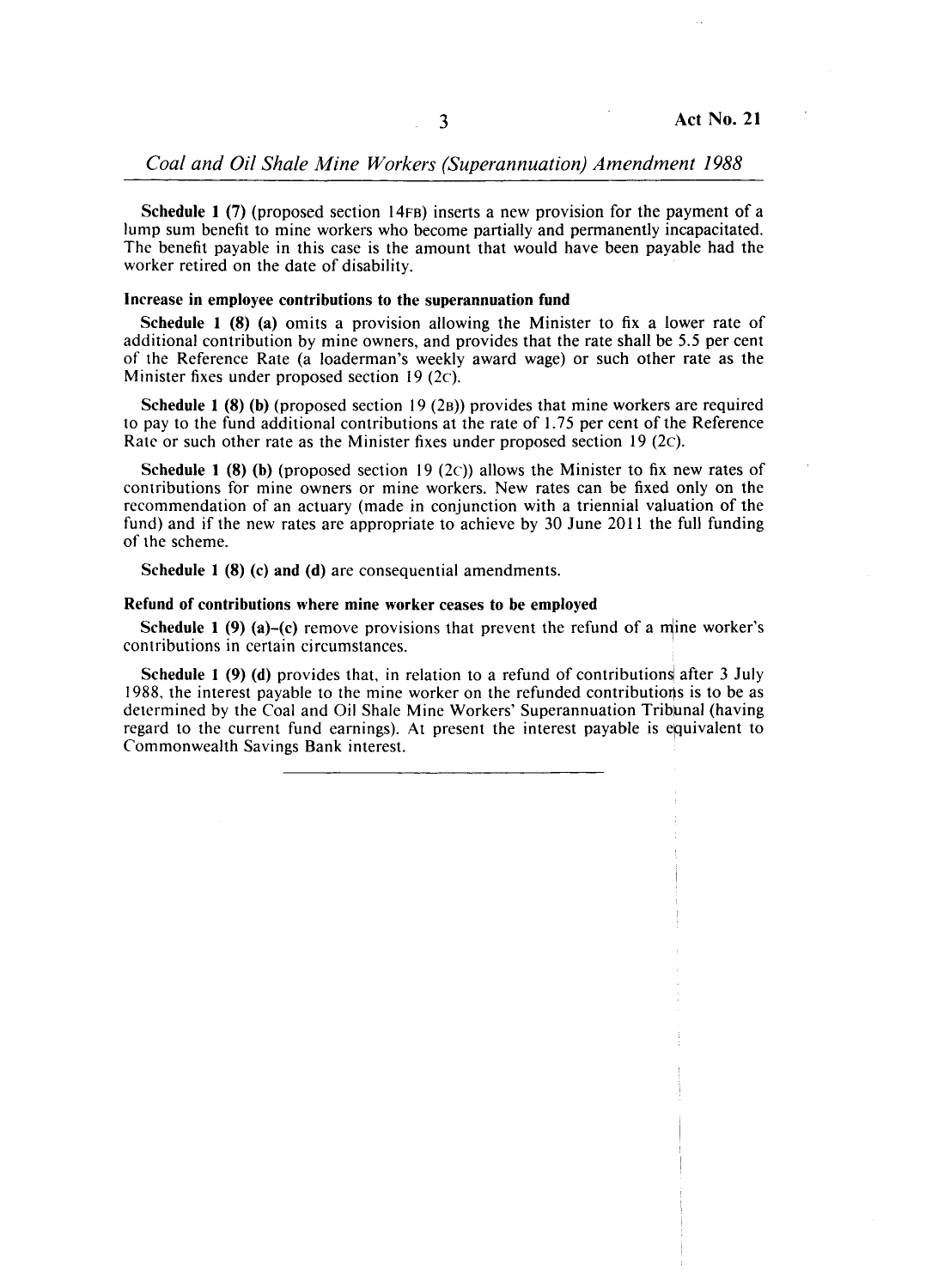**Schedule 1 (7)** (proposed section 14FB) inserts a new provision for the payment of a lump sum benefit to mine workers who become partially and permanently incapacitated. The benefit payable in this case is the amount that would have been payable had the worker retired on the date of disability.

#### Increase in employee contributions to the superannuation fund

**Schedule 1 (8) (a)** omits a provision allowing the Minister to fix a lower rate of additional contribution by mine owners, and provides that the rate shall be 5.5 per cent of the Reference Rate (a loaderman's weekly award wage) or such other rate as the Minister fixes under proposed section 19 (2C).

**Schedule 1 (8) (b)** (proposed section 19 (2B)) provides that mine workers are required to pay to the fund additional contributions at the rate of 1.75 per cent of the Reference Rate or such other rate as the Minister fixes under proposed section 19 (2C).

**Schedule 1 (8) (b)** (proposed section 19 (2C)) allows the Minister to fix new rates of contributions for mine owners or mine workers. New rates can be fixed only on the recommendation of an actuary (made in conjunction with a triennial valuation of the fund) and if the new rates are appropriate to achieve by 30 June 2011 the full funding of the scheme.

**Schedule 1 (8) (c) and (d)** are consequential amendments.

#### Refund of contributions where mine worker ceases to be employed

**Schedule 1 (9) (a)–(c)** remove provisions that prevent the refund of a mine worker's contributions in certain circumstances.

**Schedule 1 (9) (d)** provides that, in relation to a refund of contributions after 3 July 1988, the interest payable to the mine worker on the refunded contributions is to be as determined by the Coal and Oil Shale Mine Workers' Superannuation Tribunal (having regard to the current fund earnings). At present the interest payable is equivalent to Commonwealth Savings Bank interest.